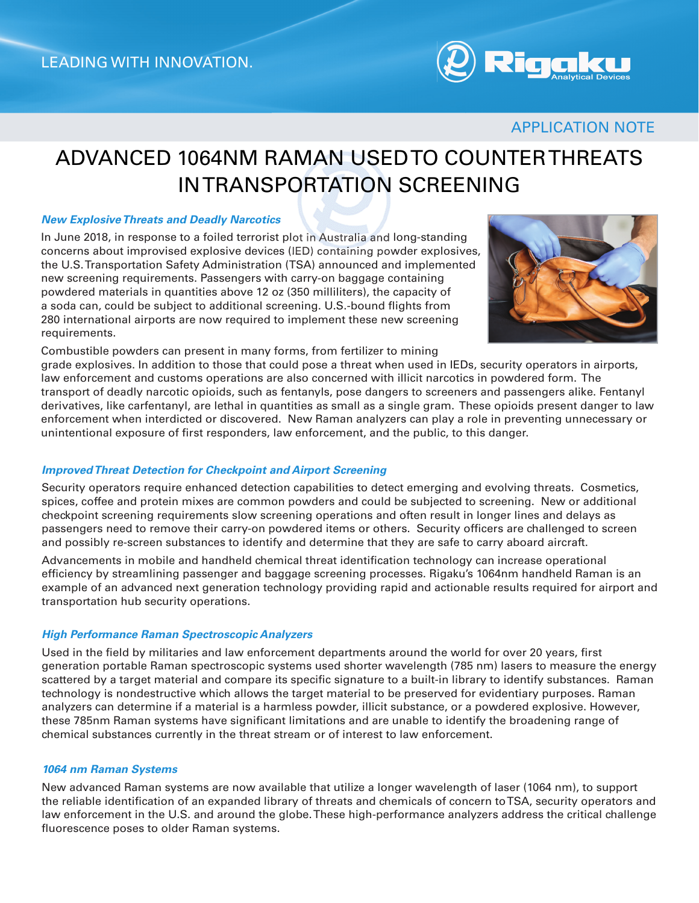LEADING WITH INNOVATION.

APPLICATION NOTE

# ADVANCED 1064NM RAMAN USED TO COUNTER THREATS IN TRANSPORTATION SCREENING

### *New Explosive Threats and Deadly Narcotics*

In June 2018, in response to a foiled terrorist plot in Australia and long-standing concerns about improvised explosive devices (IED) containing powder explosives, the U.S. Transportation Safety Administration (TSA) announced and implemented new screening requirements. Passengers with carry-on baggage containing powdered materials in quantities above 12 oz (350 milliliters), the capacity of a soda can, could be subject to additional screening. U.S.-bound flights from 280 international airports are now required to implement these new screening requirements.

Combustible powders can present in many forms, from fertilizer to mining grade explosives. In addition to those that could pose a threat when used in IEDs, security operators in airports, law enforcement and customs operations are also concerned with illicit narcotics in powdered form. The transport of deadly narcotic opioids, such as fentanyls, pose dangers to screeners and passengers alike. Fentanyl derivatives, like carfentanyl, are lethal in quantities as small as a single gram. These opioids present danger to law enforcement when interdicted or discovered. New Raman analyzers can play a role in preventing unnecessary or unintentional exposure of first responders, law enforcement, and the public, to this danger.

### *Improved Threat Detection for Checkpoint and Airport Screening*

Security operators require enhanced detection capabilities to detect emerging and evolving threats. Cosmetics, spices, coffee and protein mixes are common powders and could be subjected to screening. New or additional checkpoint screening requirements slow screening operations and often result in longer lines and delays as passengers need to remove their carry-on powdered items or others. Security officers are challenged to screen and possibly re-screen substances to identify and determine that they are safe to carry aboard aircraft.

Advancements in mobile and handheld chemical threat identification technology can increase operational efficiency by streamlining passenger and baggage screening processes. Rigaku's 1064nm handheld Raman is an example of an advanced next generation technology providing rapid and actionable results required for airport and transportation hub security operations.

### *High Performance Raman Spectroscopic Analyzers*

Used in the field by militaries and law enforcement departments around the world for over 20 years, first generation portable Raman spectroscopic systems used shorter wavelength (785 nm) lasers to measure the energy scattered by a target material and compare its specific signature to a built-in library to identify substances. Raman technology is nondestructive which allows the target material to be preserved for evidentiary purposes. Raman analyzers can determine if a material is a harmless powder, illicit substance, or a powdered explosive. However, these 785nm Raman systems have significant limitations and are unable to identify the broadening range of chemical substances currently in the threat stream or of interest to law enforcement.

### *1064 nm Raman Systems*

New advanced Raman systems are now available that utilize a longer wavelength of laser (1064 nm), to support the reliable identification of an expanded library of threats and chemicals of concern to TSA, security operators and law enforcement in the U.S. and around the globe. These high-performance analyzers address the critical challenge fluorescence poses to older Raman systems.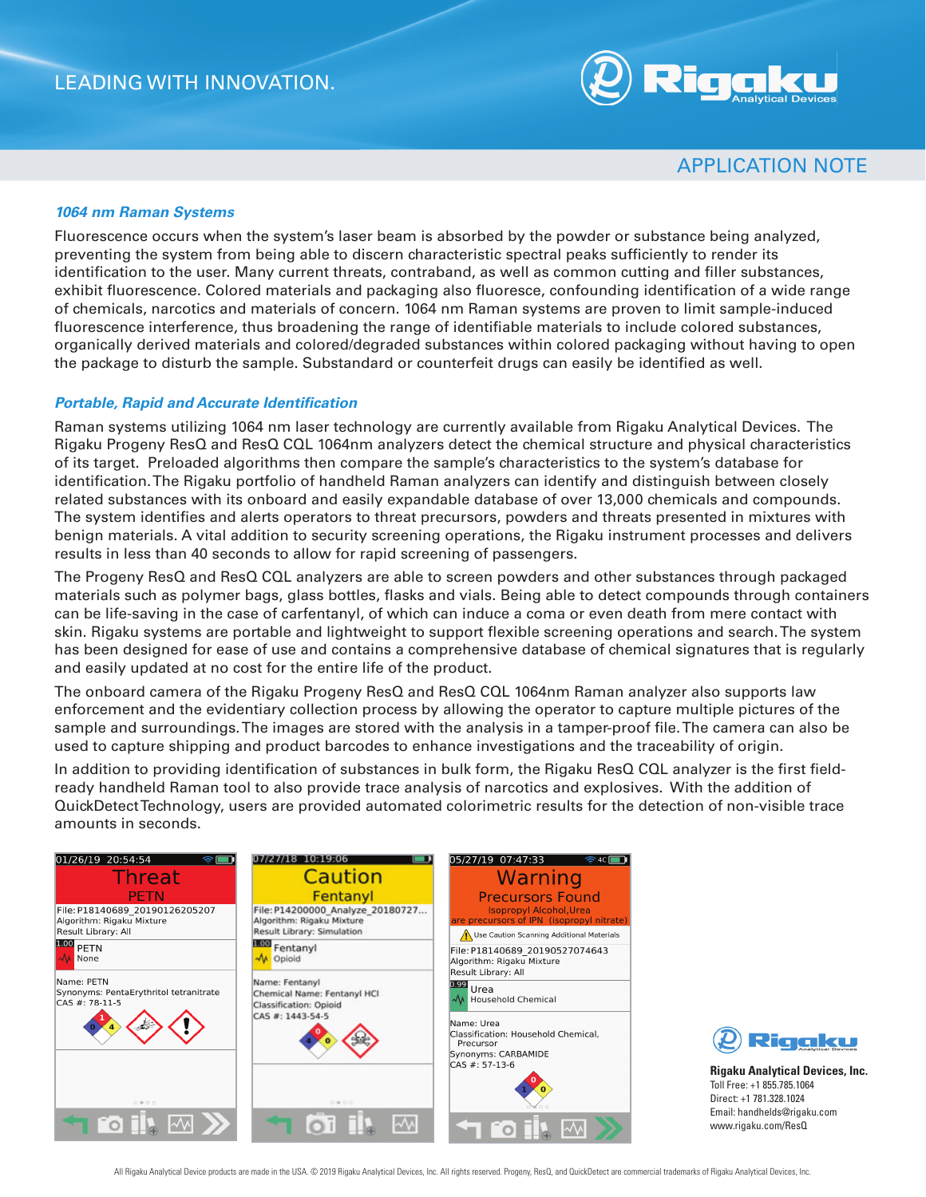LEADING WITH INNOVATION.

APPLICATION NOTE

### *1064 nm Raman Systems*

Fluorescence occurs when the system's laser beam is absorbed by the powder or substance being analyzed, preventing the system from being able to discern characteristic spectral peaks sufficiently to render its identification to the user. Many current threats, contraband, as well as common cutting and filler substances, exhibit fluorescence. Colored materials and packaging also fluoresce, confounding identification of a wide range of chemicals, narcotics and materials of concern. 1064 nm Raman systems are proven to limit sample-induced fluorescence interference, thus broadening the range of identifiable materials to include colored substances, organically derived materials and colored/degraded substances within colored packaging without having to open the package to disturb the sample. Substandard or counterfeit drugs can easily be identified as well.

### *Portable, Rapid and Accurate Identification*

Raman systems utilizing 1064 nm laser technology are currently available from Rigaku Analytical Devices. The Rigaku Progeny ResQ and ResQ CQL 1064nm analyzers detect the chemical structure and physical characteristics of its target. Preloaded algorithms then compare the sample's characteristics to the system's database for identification. The Rigaku portfolio of handheld Raman analyzers can identify and distinguish between closely related substances with its onboard and easily expandable database of over 13,000 chemicals and compounds. The system identifies and alerts operators to threat precursors, powders and threats presented in mixtures with benign materials. A vital addition to security screening operations, the Rigaku instrument processes and delivers results in less than 40 seconds to allow for rapid screening of passengers.

The Progeny ResQ and ResQ CQL analyzers are able to screen powders and other substances through packaged materials such as polymer bags, glass bottles, flasks and vials. Being able to detect compounds through containers can be life-saving in the case of carfentanyl, of which can induce a coma or even death from mere contact with skin. Rigaku systems are portable and lightweight to support flexible screening operations and search. The system has been designed for ease of use and contains a comprehensive database of chemical signatures that is regularly and easily updated at no cost for the entire life of the product.

The onboard camera of the Rigaku Progeny ResQ and ResQ CQL 1064nm Raman analyzer also supports law enforcement and the evidentiary collection process by allowing the operator to capture multiple pictures of the sample and surroundings. The images are stored with the analysis in a tamper-proof file. The camera can also be used to capture shipping and product barcodes to enhance investigations and the traceability of origin.

In addition to providing identification of substances in bulk form, the Rigaku ResQ CQL analyzer is the first field-ready handheld Raman tool to also provide trace analysis of narcotics and explosives. With the addition of QuickDetect Technology, users are provided automated colorimetric results for the detection of non-visible trace amounts in seconds.

01/26/19 20:54:54
Threat
PETN
File: P18140689_20190126205207
Algorithm: Rigaku Mixture
Result Library: All
1.00 PETN
None
Name: PETN
Synonyms: PentaErythritol tetranitrate
CAS #: 78-11-5

07/27/18 10:19:06
Caution
Fentanyl
File: P14200000_Analyze_20180727...
Algorithm: Rigaku Mixture
Result Library: Simulation
1.00 Fentanyl
Opioid
Name: Fentanyl
Chemical Name: Fentanyl HCl
Classification: Opioid
CAS #: 1443-54-5

05/27/19 07:47:33
Warning
Precursors Found
Isopropyl Alcohol,Urea
are precursors of IPN (isopropyl nitrate)
Use Caution Scanning Additional Materials
File: P18140689_20190527074643
Algorithm: Rigaku Mixture
Result Library: All
0.99 Urea
Household Chemical
Name: Urea
Classification: Household Chemical, Precursor
Synonyms: CARBAMIDE
CAS #: 57-13-6

**Rigaku Analytical Devices, Inc.**
Toll Free: +1 855.785.1064
Direct: +1 781.328.1024
Email: handhelds@rigaku.com
www.rigaku.com/ResQ

All Rigaku Analytical Device products are made in the USA. © 2019 Rigaku Analytical Devices, Inc. All rights reserved. Progeny, ResQ, and QuickDetect are commercial trademarks of Rigaku Analytical Devices, Inc.